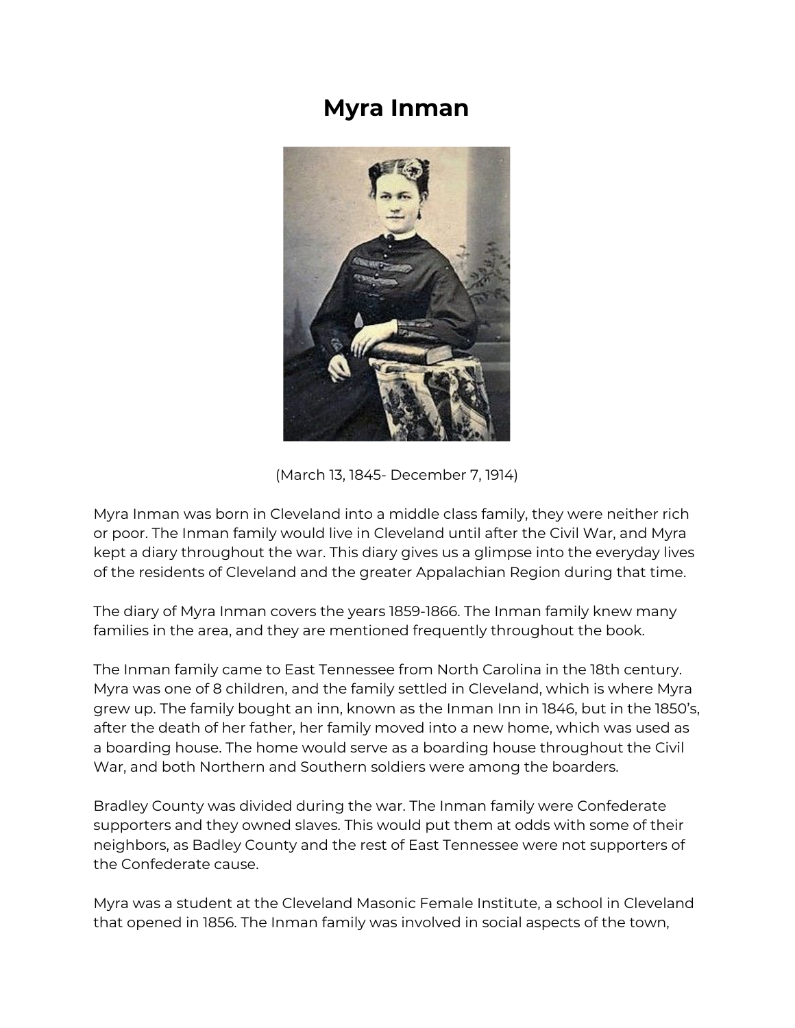# Myra Inman

(March 13, 1845- December 7, 1914)

Myra Inman was born in Cleveland into a middle class family, they were neither rich or poor. The Inman family would live in Cleveland until after the Civil War, and Myra kept a diary throughout the war. This diary gives us a glimpse into the everyday lives of the residents of Cleveland and the greater Appalachian Region during that time.

The diary of Myra Inman covers the years 1859-1866. The Inman family knew many families in the area, and they are mentioned frequently throughout the book.

The Inman family came to East Tennessee from North Carolina in the 18th century. Myra was one of 8 children, and the family settled in Cleveland, which is where Myra grew up. The family bought an inn, known as the Inman Inn in 1846, but in the 1850's, after the death of her father, her family moved into a new home, which was used as a boarding house. The home would serve as a boarding house throughout the Civil War, and both Northern and Southern soldiers were among the boarders.

Bradley County was divided during the war. The Inman family were Confederate supporters and they owned slaves. This would put them at odds with some of their neighbors, as Badley County and the rest of East Tennessee were not supporters of the Confederate cause.

Myra was a student at the Cleveland Masonic Female Institute, a school in Cleveland that opened in 1856. The Inman family was involved in social aspects of the town,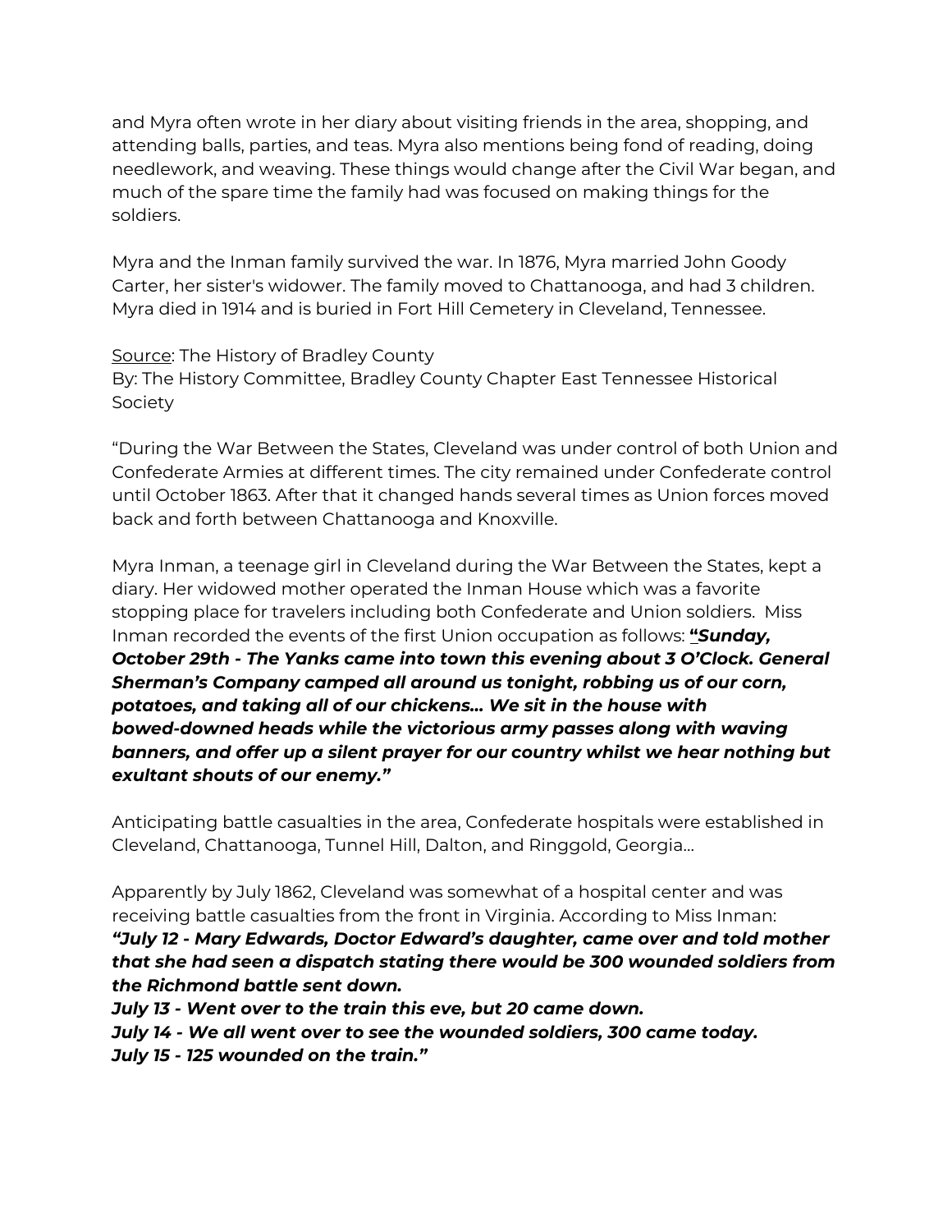and Myra often wrote in her diary about visiting friends in the area, shopping, and attending balls, parties, and teas. Myra also mentions being fond of reading, doing needlework, and weaving. These things would change after the Civil War began, and much of the spare time the family had was focused on making things for the soldiers.

Myra and the Inman family survived the war. In 1876, Myra married John Goody Carter, her sister's widower. The family moved to Chattanooga, and had 3 children. Myra died in 1914 and is buried in Fort Hill Cemetery in Cleveland, Tennessee.

<u>Source</u>: The History of Bradley County
By: The History Committee, Bradley County Chapter East Tennessee Historical Society

"During the War Between the States, Cleveland was under control of both Union and Confederate Armies at different times. The city remained under Confederate control until October 1863. After that it changed hands several times as Union forces moved back and forth between Chattanooga and Knoxville.

Myra Inman, a teenage girl in Cleveland during the War Between the States, kept a diary. Her widowed mother operated the Inman House which was a favorite stopping place for travelers including both Confederate and Union soldiers. Miss Inman recorded the events of the first Union occupation as follows: ***"Sunday, October 29th - The Yanks came into town this evening about 3 O'Clock. General Sherman's Company camped all around us tonight, robbing us of our corn, potatoes, and taking all of our chickens… We sit in the house with bowed-downed heads while the victorious army passes along with waving banners, and offer up a silent prayer for our country whilst we hear nothing but exultant shouts of our enemy."***

Anticipating battle casualties in the area, Confederate hospitals were established in Cleveland, Chattanooga, Tunnel Hill, Dalton, and Ringgold, Georgia…

Apparently by July 1862, Cleveland was somewhat of a hospital center and was receiving battle casualties from the front in Virginia. According to Miss Inman:
***"July 12 - Mary Edwards, Doctor Edward's daughter, came over and told mother that she had seen a dispatch stating there would be 300 wounded soldiers from the Richmond battle sent down.***
***July 13 - Went over to the train this eve, but 20 came down.***
***July 14 - We all went over to see the wounded soldiers, 300 came today.***
***July 15 - 125 wounded on the train."***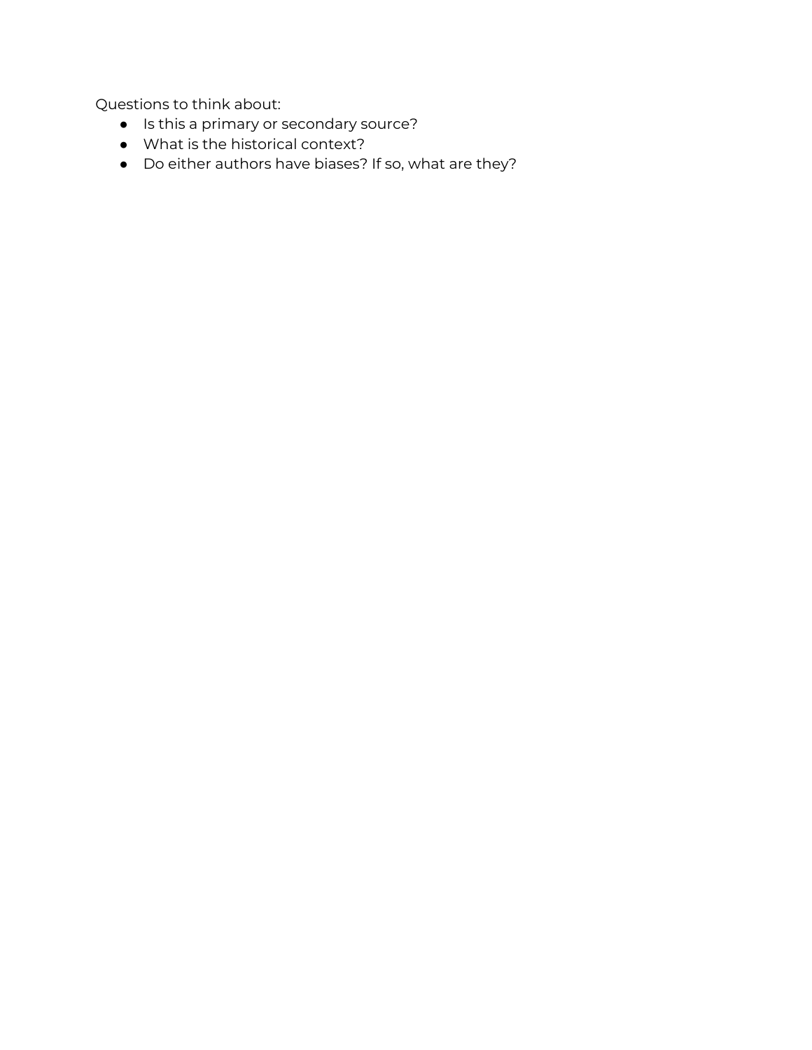Questions to think about:

- Is this a primary or secondary source?
- What is the historical context?
- Do either authors have biases? If so, what are they?